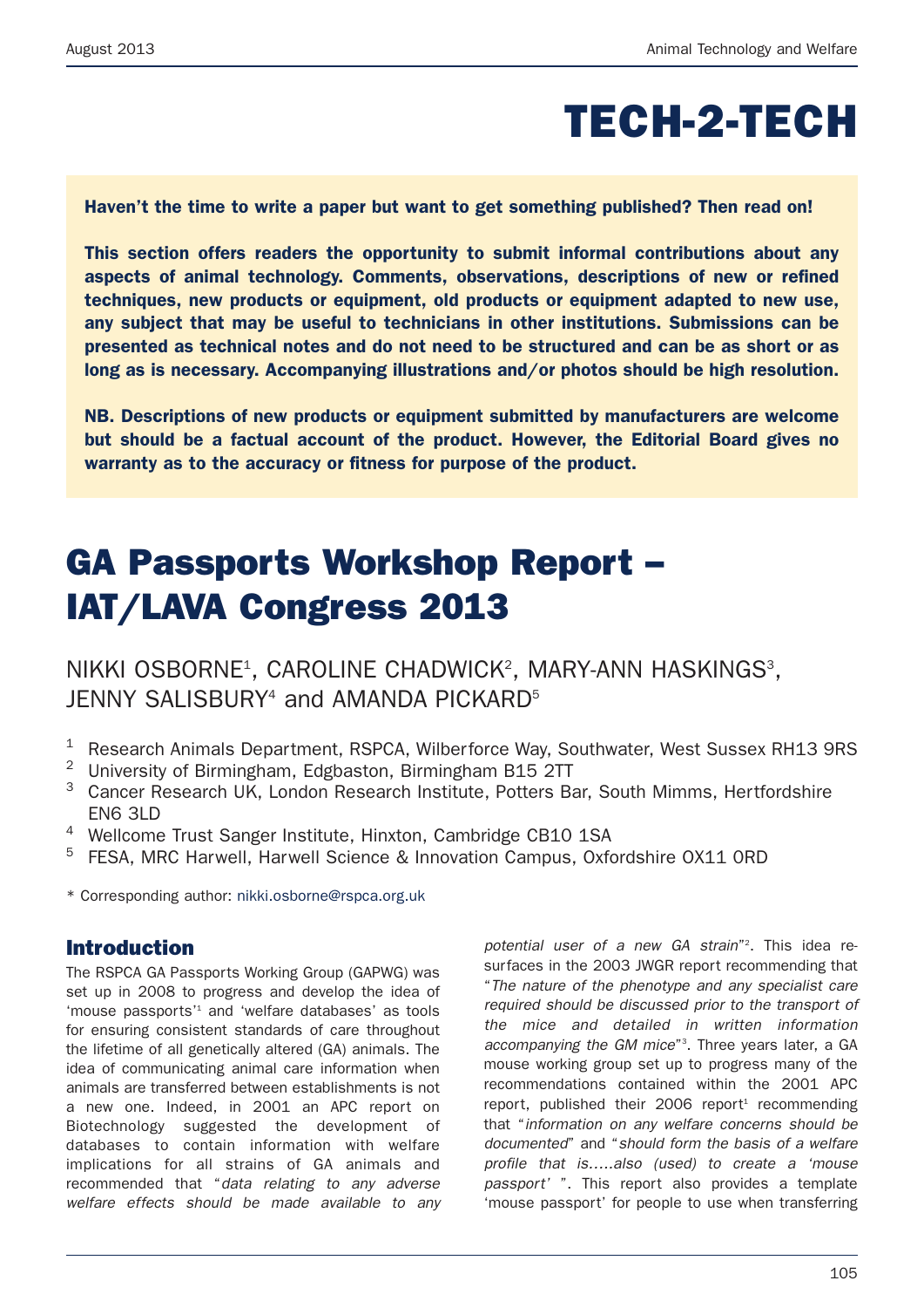# TECH-2-TECH

**Haven't the time to write a paper but want to get something published? Then read on!**

**This section offers readers the opportunity to submit informal contributions about any aspects of animal technology. Comments, observations, descriptions of new or refined techniques, new products or equipment, old products or equipment adapted to new use, any subject that may be useful to technicians in other institutions. Submissions can be presented as technical notes and do not need to be structured and can be as short or as long as is necessary. Accompanying illustrations and/or photos should be high resolution.**

**NB. Descriptions of new products or equipment submitted by manufacturers are welcome but should be a factual account of the product. However, the Editorial Board gives no warranty as to the accuracy or fitness for purpose of the product.**

## GA Passports Workshop Report – IAT/LAVA Congress 2013

NIKKI OSBORNE[1], CAROLINE CHADWICK[2], MARY-ANN HASKINGS[3], JENNY SALISBURY[4] and AMANDA PICKARD[5]

[1] Research Animals Department, RSPCA, Wilberforce Way, Southwater, West Sussex RH13 9RS
[2] University of Birmingham, Edgbaston, Birmingham B15 2TT
[3] Cancer Research UK, London Research Institute, Potters Bar, South Mimms, Hertfordshire EN6 3LD
[4] Wellcome Trust Sanger Institute, Hinxton, Cambridge CB10 1SA
[5] FESA, MRC Harwell, Harwell Science & Innovation Campus, Oxfordshire OX11 0RD

\* Corresponding author: nikki.osborne@rspca.org.uk

### Introduction

The RSPCA GA Passports Working Group (GAPWG) was set up in 2008 to progress and develop the idea of 'mouse passports'[1] and 'welfare databases' as tools for ensuring consistent standards of care throughout the lifetime of all genetically altered (GA) animals. The idea of communicating animal care information when animals are transferred between establishments is not a new one. Indeed, in 2001 an APC report on Biotechnology suggested the development of databases to contain information with welfare implications for all strains of GA animals and recommended that "*data relating to any adverse welfare effects should be made available to any potential user of a new GA strain*"[2]. This idea resurfaces in the 2003 JWGR report recommending that "*The nature of the phenotype and any specialist care required should be discussed prior to the transport of the mice and detailed in written information accompanying the GM mice*"[3]. Three years later, a GA mouse working group set up to progress many of the recommendations contained within the 2001 APC report, published their 2006 report[1] recommending that "*information on any welfare concerns should be documented*" and "*should form the basis of a welfare profile that is.....also (used) to create a 'mouse passport'* ". This report also provides a template 'mouse passport' for people to use when transferring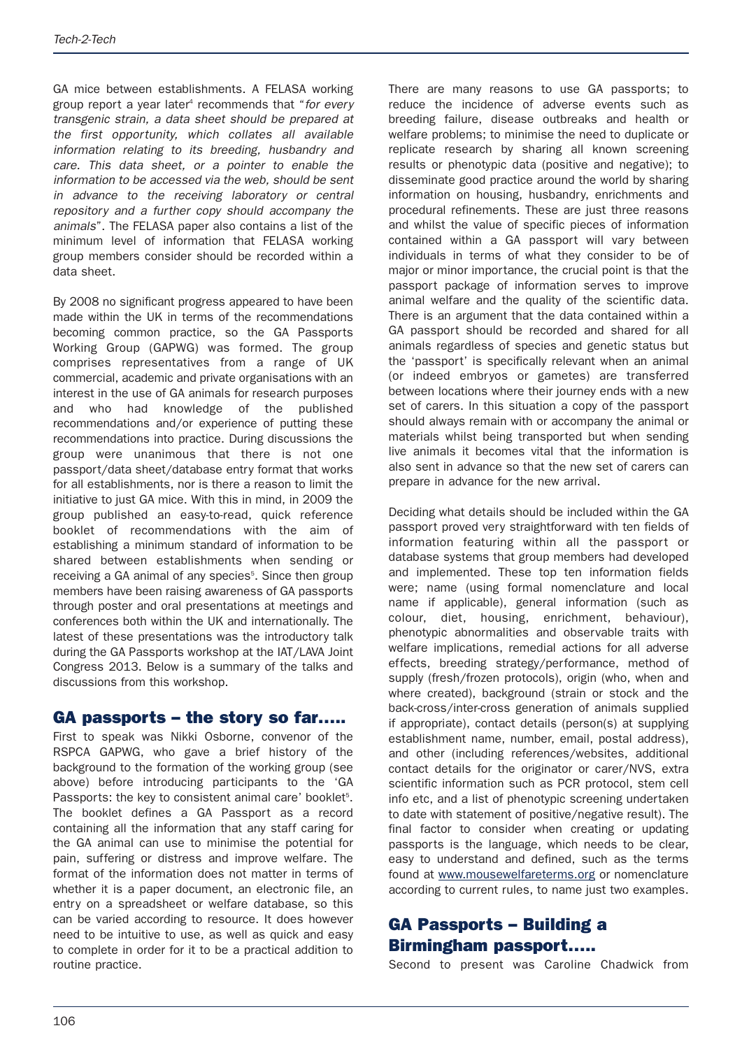GA mice between establishments. A FELASA working group report a year later[4] recommends that "*for every transgenic strain, a data sheet should be prepared at the first opportunity, which collates all available information relating to its breeding, husbandry and care. This data sheet, or a pointer to enable the information to be accessed via the web, should be sent in advance to the receiving laboratory or central repository and a further copy should accompany the animals*". The FELASA paper also contains a list of the minimum level of information that FELASA working group members consider should be recorded within a data sheet.

By 2008 no significant progress appeared to have been made within the UK in terms of the recommendations becoming common practice, so the GA Passports Working Group (GAPWG) was formed. The group comprises representatives from a range of UK commercial, academic and private organisations with an interest in the use of GA animals for research purposes and who had knowledge of the published recommendations and/or experience of putting these recommendations into practice. During discussions the group were unanimous that there is not one passport/data sheet/database entry format that works for all establishments, nor is there a reason to limit the initiative to just GA mice. With this in mind, in 2009 the group published an easy-to-read, quick reference booklet of recommendations with the aim of establishing a minimum standard of information to be shared between establishments when sending or receiving a GA animal of any species[5]. Since then group members have been raising awareness of GA passports through poster and oral presentations at meetings and conferences both within the UK and internationally. The latest of these presentations was the introductory talk during the GA Passports workshop at the IAT/LAVA Joint Congress 2013. Below is a summary of the talks and discussions from this workshop.

## GA passports – the story so far.....

First to speak was Nikki Osborne, convenor of the RSPCA GAPWG, who gave a brief history of the background to the formation of the working group (see above) before introducing participants to the 'GA Passports: the key to consistent animal care' booklet[5]. The booklet defines a GA Passport as a record containing all the information that any staff caring for the GA animal can use to minimise the potential for pain, suffering or distress and improve welfare. The format of the information does not matter in terms of whether it is a paper document, an electronic file, an entry on a spreadsheet or welfare database, so this can be varied according to resource. It does however need to be intuitive to use, as well as quick and easy to complete in order for it to be a practical addition to routine practice.

There are many reasons to use GA passports; to reduce the incidence of adverse events such as breeding failure, disease outbreaks and health or welfare problems; to minimise the need to duplicate or replicate research by sharing all known screening results or phenotypic data (positive and negative); to disseminate good practice around the world by sharing information on housing, husbandry, enrichments and procedural refinements. These are just three reasons and whilst the value of specific pieces of information contained within a GA passport will vary between individuals in terms of what they consider to be of major or minor importance, the crucial point is that the passport package of information serves to improve animal welfare and the quality of the scientific data. There is an argument that the data contained within a GA passport should be recorded and shared for all animals regardless of species and genetic status but the 'passport' is specifically relevant when an animal (or indeed embryos or gametes) are transferred between locations where their journey ends with a new set of carers. In this situation a copy of the passport should always remain with or accompany the animal or materials whilst being transported but when sending live animals it becomes vital that the information is also sent in advance so that the new set of carers can prepare in advance for the new arrival.

Deciding what details should be included within the GA passport proved very straightforward with ten fields of information featuring within all the passport or database systems that group members had developed and implemented. These top ten information fields were; name (using formal nomenclature and local name if applicable), general information (such as colour, diet, housing, enrichment, behaviour), phenotypic abnormalities and observable traits with welfare implications, remedial actions for all adverse effects, breeding strategy/performance, method of supply (fresh/frozen protocols), origin (who, when and where created), background (strain or stock and the back-cross/inter-cross generation of animals supplied if appropriate), contact details (person(s) at supplying establishment name, number, email, postal address), and other (including references/websites, additional contact details for the originator or carer/NVS, extra scientific information such as PCR protocol, stem cell info etc, and a list of phenotypic screening undertaken to date with statement of positive/negative result). The final factor to consider when creating or updating passports is the language, which needs to be clear, easy to understand and defined, such as the terms found at www.mousewelfareterms.org or nomenclature according to current rules, to name just two examples.

## GA Passports – Building a Birmingham passport.....

Second to present was Caroline Chadwick from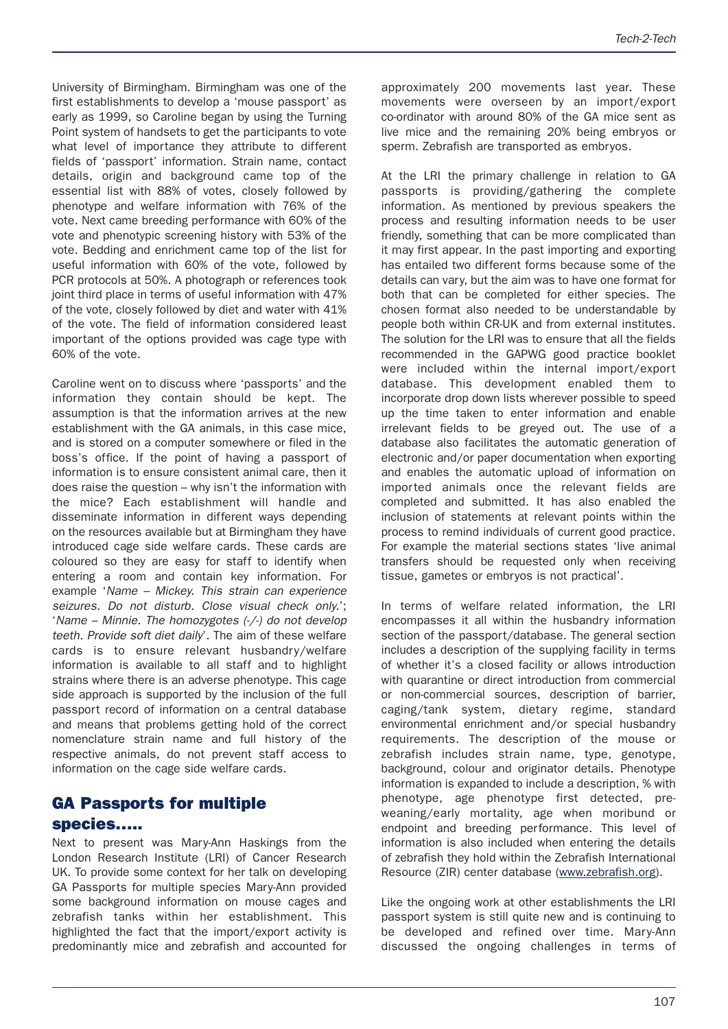University of Birmingham. Birmingham was one of the first establishments to develop a 'mouse passport' as early as 1999, so Caroline began by using the Turning Point system of handsets to get the participants to vote what level of importance they attribute to different fields of 'passport' information. Strain name, contact details, origin and background came top of the essential list with 88% of votes, closely followed by phenotype and welfare information with 76% of the vote. Next came breeding performance with 60% of the vote and phenotypic screening history with 53% of the vote. Bedding and enrichment came top of the list for useful information with 60% of the vote, followed by PCR protocols at 50%. A photograph or references took joint third place in terms of useful information with 47% of the vote, closely followed by diet and water with 41% of the vote. The field of information considered least important of the options provided was cage type with 60% of the vote.

Caroline went on to discuss where 'passports' and the information they contain should be kept. The assumption is that the information arrives at the new establishment with the GA animals, in this case mice, and is stored on a computer somewhere or filed in the boss's office. If the point of having a passport of information is to ensure consistent animal care, then it does raise the question – why isn't the information with the mice? Each establishment will handle and disseminate information in different ways depending on the resources available but at Birmingham they have introduced cage side welfare cards. These cards are coloured so they are easy for staff to identify when entering a room and contain key information. For example '*Name – Mickey. This strain can experience seizures. Do not disturb. Close visual check only.*'; '*Name – Minnie. The homozygotes (-/-) do not develop teeth. Provide soft diet daily*'. The aim of these welfare cards is to ensure relevant husbandry/welfare information is available to all staff and to highlight strains where there is an adverse phenotype. This cage side approach is supported by the inclusion of the full passport record of information on a central database and means that problems getting hold of the correct nomenclature strain name and full history of the respective animals, do not prevent staff access to information on the cage side welfare cards.

## GA Passports for multiple species.....

Next to present was Mary-Ann Haskings from the London Research Institute (LRI) of Cancer Research UK. To provide some context for her talk on developing GA Passports for multiple species Mary-Ann provided some background information on mouse cages and zebrafish tanks within her establishment. This highlighted the fact that the import/export activity is predominantly mice and zebrafish and accounted for approximately 200 movements last year. These movements were overseen by an import/export co-ordinator with around 80% of the GA mice sent as live mice and the remaining 20% being embryos or sperm. Zebrafish are transported as embryos.

At the LRI the primary challenge in relation to GA passports is providing/gathering the complete information. As mentioned by previous speakers the process and resulting information needs to be user friendly, something that can be more complicated than it may first appear. In the past importing and exporting has entailed two different forms because some of the details can vary, but the aim was to have one format for both that can be completed for either species. The chosen format also needed to be understandable by people both within CR-UK and from external institutes. The solution for the LRI was to ensure that all the fields recommended in the GAPWG good practice booklet were included within the internal import/export database. This development enabled them to incorporate drop down lists wherever possible to speed up the time taken to enter information and enable irrelevant fields to be greyed out. The use of a database also facilitates the automatic generation of electronic and/or paper documentation when exporting and enables the automatic upload of information on imported animals once the relevant fields are completed and submitted. It has also enabled the inclusion of statements at relevant points within the process to remind individuals of current good practice. For example the material sections states 'live animal transfers should be requested only when receiving tissue, gametes or embryos is not practical'.

In terms of welfare related information, the LRI encompasses it all within the husbandry information section of the passport/database. The general section includes a description of the supplying facility in terms of whether it's a closed facility or allows introduction with quarantine or direct introduction from commercial or non-commercial sources, description of barrier, caging/tank system, dietary regime, standard environmental enrichment and/or special husbandry requirements. The description of the mouse or zebrafish includes strain name, type, genotype, background, colour and originator details. Phenotype information is expanded to include a description, % with phenotype, age phenotype first detected, pre-weaning/early mortality, age when moribund or endpoint and breeding performance. This level of information is also included when entering the details of zebrafish they hold within the Zebrafish International Resource (ZIR) center database (www.zebrafish.org).

Like the ongoing work at other establishments the LRI passport system is still quite new and is continuing to be developed and refined over time. Mary-Ann discussed the ongoing challenges in terms of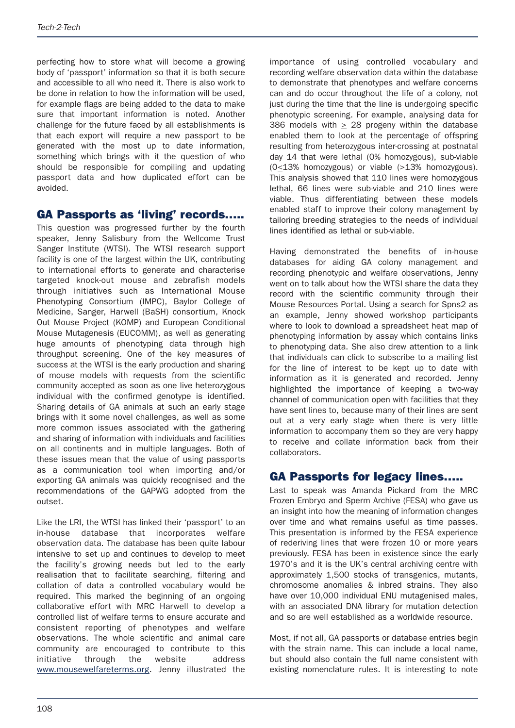perfecting how to store what will become a growing body of 'passport' information so that it is both secure and accessible to all who need it. There is also work to be done in relation to how the information will be used, for example flags are being added to the data to make sure that important information is noted. Another challenge for the future faced by all establishments is that each export will require a new passport to be generated with the most up to date information, something which brings with it the question of who should be responsible for compiling and updating passport data and how duplicated effort can be avoided.

## GA Passports as 'living' records.....

This question was progressed further by the fourth speaker, Jenny Salisbury from the Wellcome Trust Sanger Institute (WTSI). The WTSI research support facility is one of the largest within the UK, contributing to international efforts to generate and characterise targeted knock-out mouse and zebrafish models through initiatives such as International Mouse Phenotyping Consortium (IMPC), Baylor College of Medicine, Sanger, Harwell (BaSH) consortium, Knock Out Mouse Project (KOMP) and European Conditional Mouse Mutagenesis (EUCOMM), as well as generating huge amounts of phenotyping data through high throughput screening. One of the key measures of success at the WTSI is the early production and sharing of mouse models with requests from the scientific community accepted as soon as one live heterozygous individual with the confirmed genotype is identified. Sharing details of GA animals at such an early stage brings with it some novel challenges, as well as some more common issues associated with the gathering and sharing of information with individuals and facilities on all continents and in multiple languages. Both of these issues mean that the value of using passports as a communication tool when importing and/or exporting GA animals was quickly recognised and the recommendations of the GAPWG adopted from the outset.

Like the LRI, the WTSI has linked their 'passport' to an in-house database that incorporates welfare observation data. The database has been quite labour intensive to set up and continues to develop to meet the facility's growing needs but led to the early realisation that to facilitate searching, filtering and collation of data a controlled vocabulary would be required. This marked the beginning of an ongoing collaborative effort with MRC Harwell to develop a controlled list of welfare terms to ensure accurate and consistent reporting of phenotypes and welfare observations. The whole scientific and animal care community are encouraged to contribute to this initiative through the website address www.mousewelfareterms.org. Jenny illustrated the importance of using controlled vocabulary and recording welfare observation data within the database to demonstrate that phenotypes and welfare concerns can and do occur throughout the life of a colony, not just during the time that the line is undergoing specific phenotypic screening. For example, analysing data for 386 models with $\geq$ 28 progeny within the database enabled them to look at the percentage of offspring resulting from heterozygous inter-crossing at postnatal day 14 that were lethal (0% homozygous), sub-viable (0$\leq$13% homozygous) or viable (>13% homozygous). This analysis showed that 110 lines were homozygous lethal, 66 lines were sub-viable and 210 lines were viable. Thus differentiating between these models enabled staff to improve their colony management by tailoring breeding strategies to the needs of individual lines identified as lethal or sub-viable.

Having demonstrated the benefits of in-house databases for aiding GA colony management and recording phenotypic and welfare observations, Jenny went on to talk about how the WTSI share the data they record with the scientific community through their Mouse Resources Portal. Using a search for Spns2 as an example, Jenny showed workshop participants where to look to download a spreadsheet heat map of phenotyping information by assay which contains links to phenotyping data. She also drew attention to a link that individuals can click to subscribe to a mailing list for the line of interest to be kept up to date with information as it is generated and recorded. Jenny highlighted the importance of keeping a two-way channel of communication open with facilities that they have sent lines to, because many of their lines are sent out at a very early stage when there is very little information to accompany them so they are very happy to receive and collate information back from their collaborators.

## GA Passports for legacy lines.....

Last to speak was Amanda Pickard from the MRC Frozen Embryo and Sperm Archive (FESA) who gave us an insight into how the meaning of information changes over time and what remains useful as time passes. This presentation is informed by the FESA experience of rederiving lines that were frozen 10 or more years previously. FESA has been in existence since the early 1970's and it is the UK's central archiving centre with approximately 1,500 stocks of transgenics, mutants, chromosome anomalies & inbred strains. They also have over 10,000 individual ENU mutagenised males, with an associated DNA library for mutation detection and so are well established as a worldwide resource.

Most, if not all, GA passports or database entries begin with the strain name. This can include a local name, but should also contain the full name consistent with existing nomenclature rules. It is interesting to note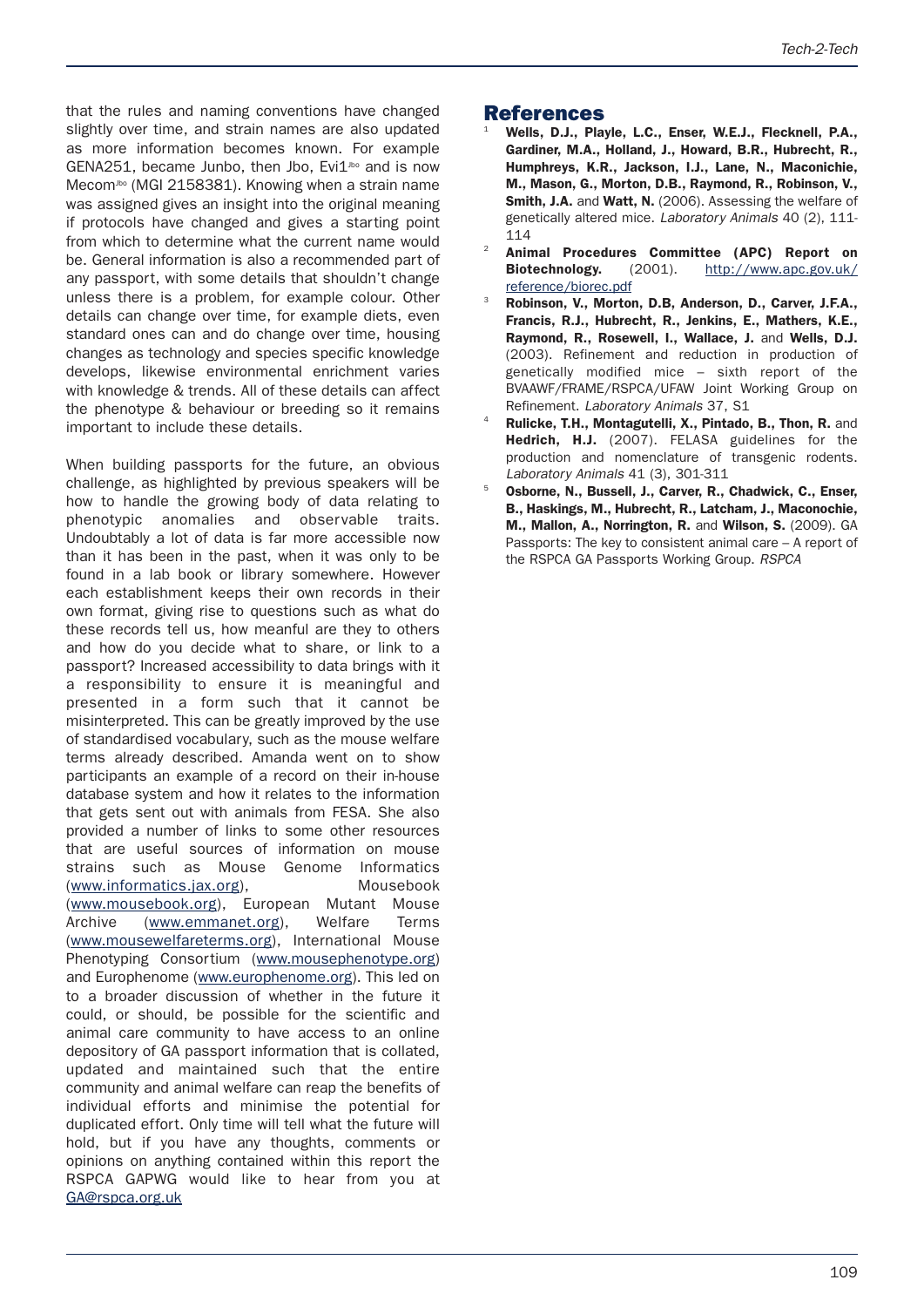that the rules and naming conventions have changed slightly over time, and strain names are also updated as more information becomes known. For example GENA251, became Junbo, then Jbo, Evi1$^{Jbo}$ and is now Mecom$^{Jbo}$ (MGI 2158381). Knowing when a strain name was assigned gives an insight into the original meaning if protocols have changed and gives a starting point from which to determine what the current name would be. General information is also a recommended part of any passport, with some details that shouldn't change unless there is a problem, for example colour. Other details can change over time, for example diets, even standard ones can and do change over time, housing changes as technology and species specific knowledge develops, likewise environmental enrichment varies with knowledge & trends. All of these details can affect the phenotype & behaviour or breeding so it remains important to include these details.

When building passports for the future, an obvious challenge, as highlighted by previous speakers will be how to handle the growing body of data relating to phenotypic anomalies and observable traits. Undoubtably a lot of data is far more accessible now than it has been in the past, when it was only to be found in a lab book or library somewhere. However each establishment keeps their own records in their own format, giving rise to questions such as what do these records tell us, how meanful are they to others and how do you decide what to share, or link to a passport? Increased accessibility to data brings with it a responsibility to ensure it is meaningful and presented in a form such that it cannot be misinterpreted. This can be greatly improved by the use of standardised vocabulary, such as the mouse welfare terms already described. Amanda went on to show participants an example of a record on their in-house database system and how it relates to the information that gets sent out with animals from FESA. She also provided a number of links to some other resources that are useful sources of information on mouse strains such as Mouse Genome Informatics (www.informatics.jax.org), Mousebook (www.mousebook.org), European Mutant Mouse Archive (www.emmanet.org), Welfare Terms (www.mousewelfareterms.org), International Mouse Phenotyping Consortium (www.mousephenotype.org) and Europhenome (www.europhenome.org). This led on to a broader discussion of whether in the future it could, or should, be possible for the scientific and animal care community to have access to an online depository of GA passport information that is collated, updated and maintained such that the entire community and animal welfare can reap the benefits of individual efforts and minimise the potential for duplicated effort. Only time will tell what the future will hold, but if you have any thoughts, comments or opinions on anything contained within this report the RSPCA GAPWG would like to hear from you at GA@rspca.org.uk

## References

1. **Wells, D.J., Playle, L.C., Enser, W.E.J., Flecknell, P.A., Gardiner, M.A., Holland, J., Howard, B.R., Hubrecht, R., Humphreys, K.R., Jackson, I.J., Lane, N., Maconichie, M., Mason, G., Morton, D.B., Raymond, R., Robinson, V., Smith, J.A.** and **Watt, N.** (2006). Assessing the welfare of genetically altered mice. *Laboratory Animals* 40 (2), 111-114
2. **Animal Procedures Committee (APC) Report on Biotechnology.** (2001). http://www.apc.gov.uk/reference/biorec.pdf
3. **Robinson, V., Morton, D.B, Anderson, D., Carver, J.F.A., Francis, R.J., Hubrecht, R., Jenkins, E., Mathers, K.E., Raymond, R., Rosewell, I., Wallace, J.** and **Wells, D.J.** (2003). Refinement and reduction in production of genetically modified mice – sixth report of the BVAAWF/FRAME/RSPCA/UFAW Joint Working Group on Refinement. *Laboratory Animals* 37, S1
4. **Rulicke, T.H., Montagutelli, X., Pintado, B., Thon, R.** and **Hedrich, H.J.** (2007). FELASA guidelines for the production and nomenclature of transgenic rodents. *Laboratory Animals* 41 (3), 301-311
5. **Osborne, N., Bussell, J., Carver, R., Chadwick, C., Enser, B., Haskings, M., Hubrecht, R., Latcham, J., Maconochie, M., Mallon, A., Norrington, R.** and **Wilson, S.** (2009). GA Passports: The key to consistent animal care – A report of the RSPCA GA Passports Working Group. *RSPCA*